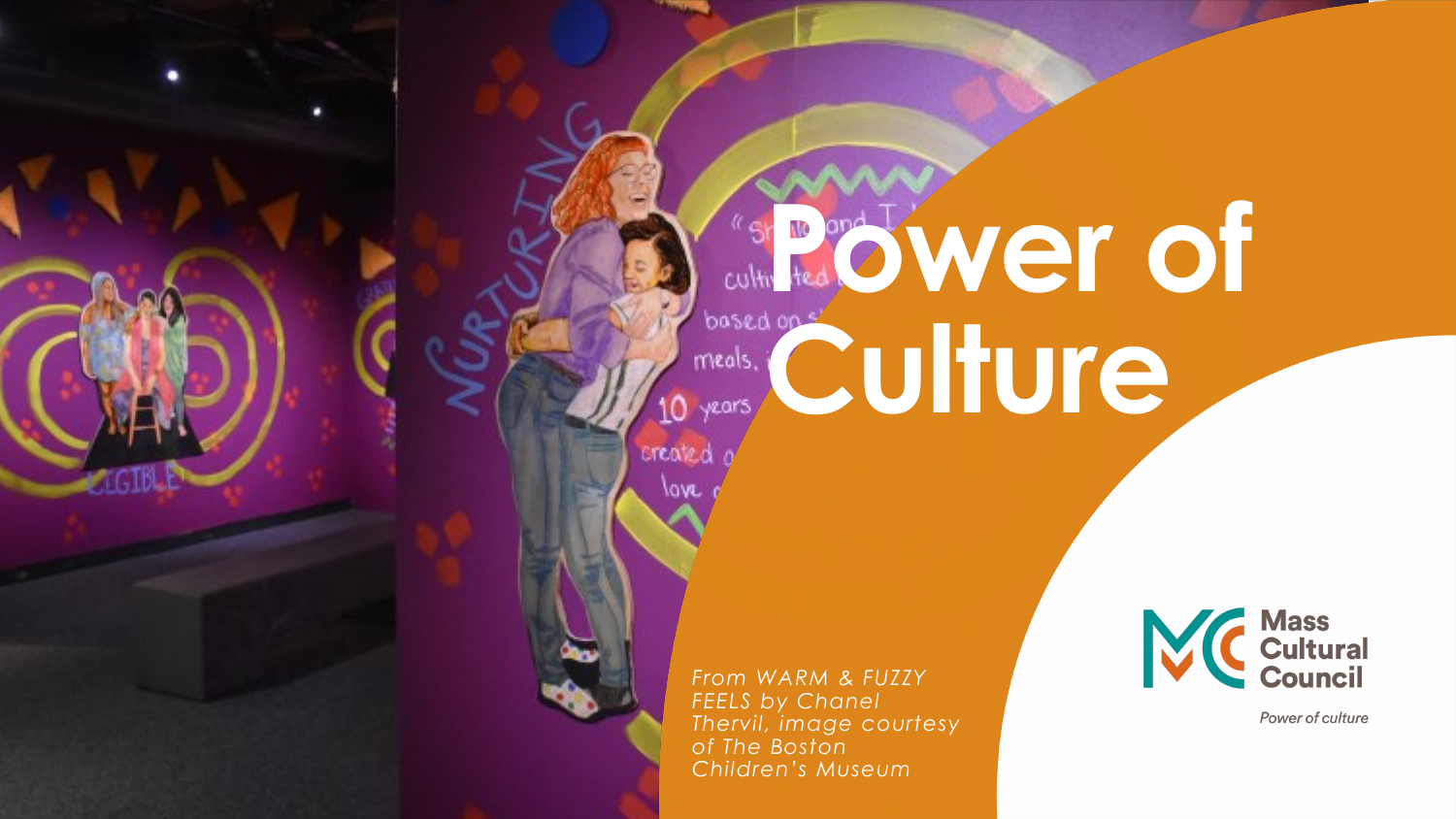# Power of Culture

*From WARM & FUZZY FEELS by Chanel Thervil, image courtesy of The Boston Children's Museum*

Mass Cultural Council

*Power of culture*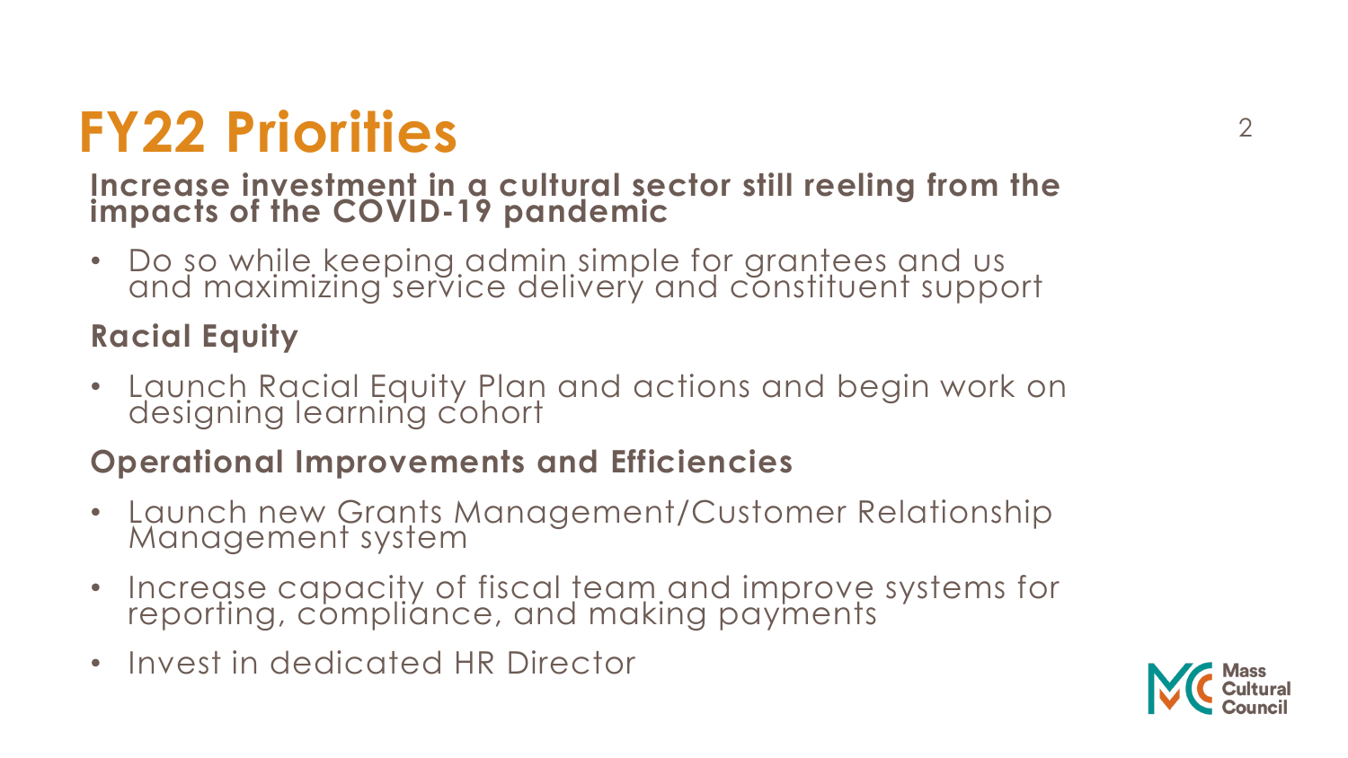# FY22 Priorities

**Increase investment in a cultural sector still reeling from the impacts of the COVID-19 pandemic**

- Do so while keeping admin simple for grantees and us and maximizing service delivery and constituent support

**Racial Equity**

- Launch Racial Equity Plan and actions and begin work on designing learning cohort

**Operational Improvements and Efficiencies**

- Launch new Grants Management/Customer Relationship Management system
- Increase capacity of fiscal team and improve systems for reporting, compliance, and making payments
- Invest in dedicated HR Director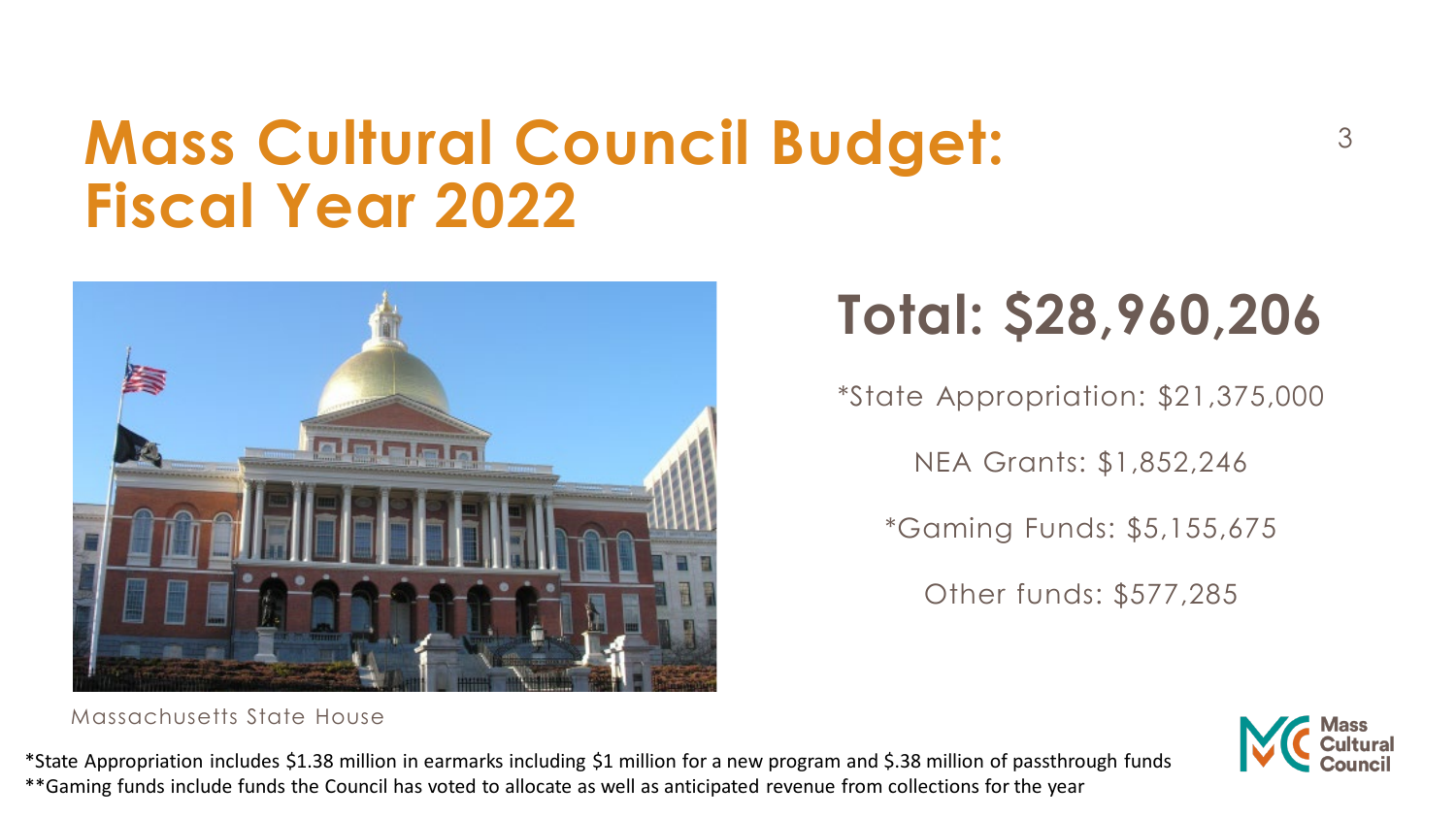# Mass Cultural Council Budget: Fiscal Year 2022

Massachusetts State House

## Total: $28,960,206

*State Appropriation: $21,375,000

NEA Grants: $1,852,246

*Gaming Funds: $5,155,675

Other funds: $577,285

*State Appropriation includes $1.38 million in earmarks including $1 million for a new program and $.38 million of passthrough funds
**Gaming funds include funds the Council has voted to allocate as well as anticipated revenue from collections for the year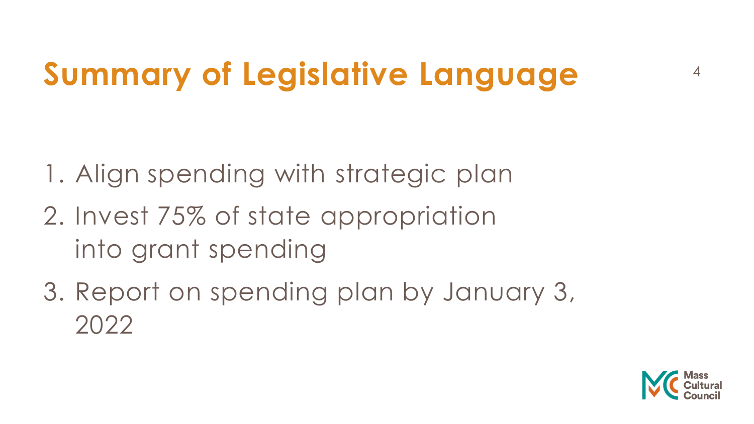# Summary of Legislative Language

1. Align spending with strategic plan
2. Invest 75% of state appropriation into grant spending
3. Report on spending plan by January 3, 2022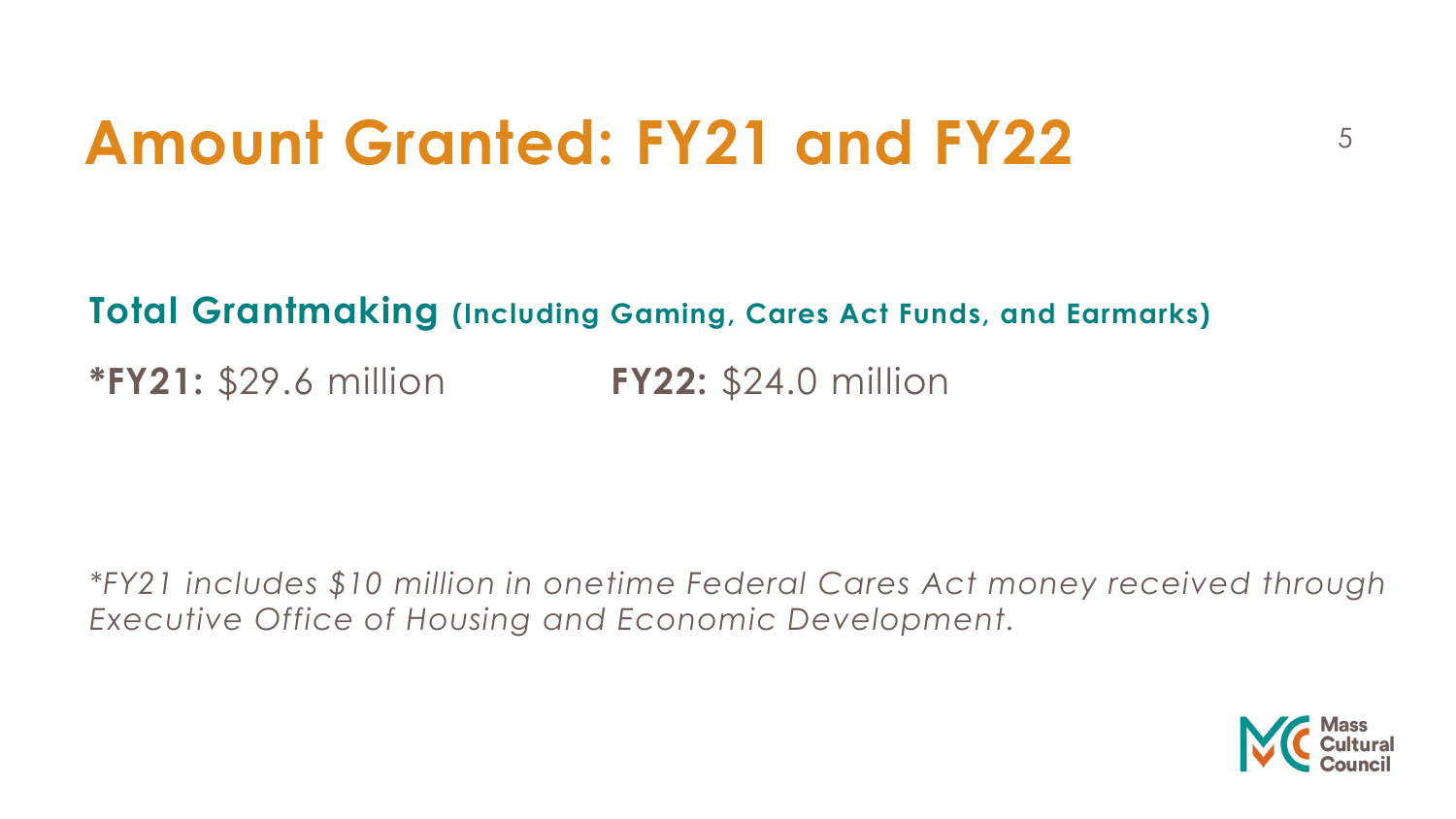# Amount Granted: FY21 and FY22

**Total Grantmaking (Including Gaming, Cares Act Funds, and Earmarks)**

***FY21:** $29.6 million  **FY22:** $24.0 million

*\*FY21 includes $10 million in onetime Federal Cares Act money received through Executive Office of Housing and Economic Development.*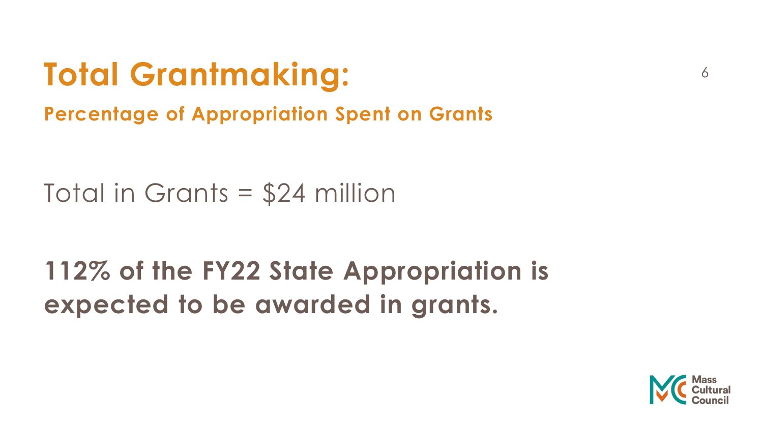# Total Grantmaking:

## Percentage of Appropriation Spent on Grants

Total in Grants = $24 million

**112% of the FY22 State Appropriation is expected to be awarded in grants.**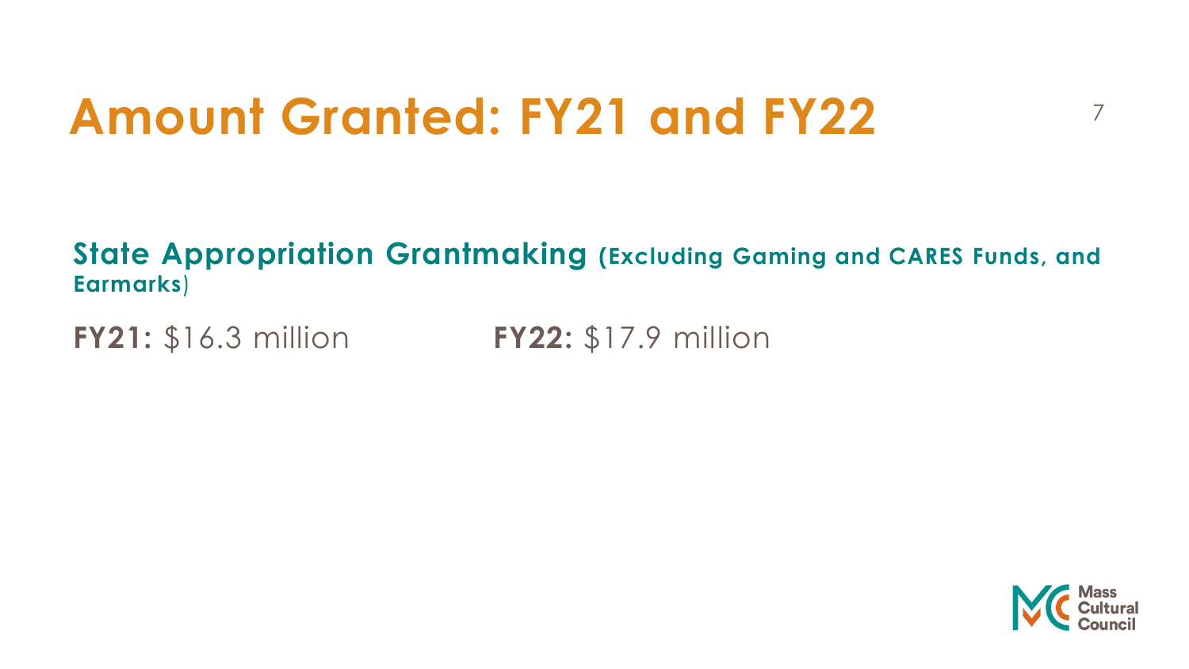# Amount Granted: FY21 and FY22

**State Appropriation Grantmaking (Excluding Gaming and CARES Funds, and Earmarks)**

**FY21:** $16.3 million **FY22:** $17.9 million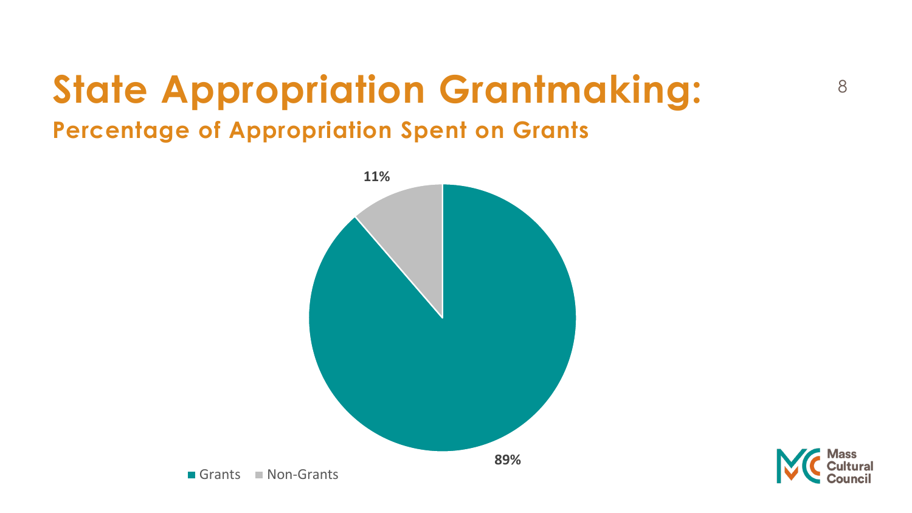# State Appropriation Grantmaking:

## Percentage of Appropriation Spent on Grants

11%

89%

Grants   Non-Grants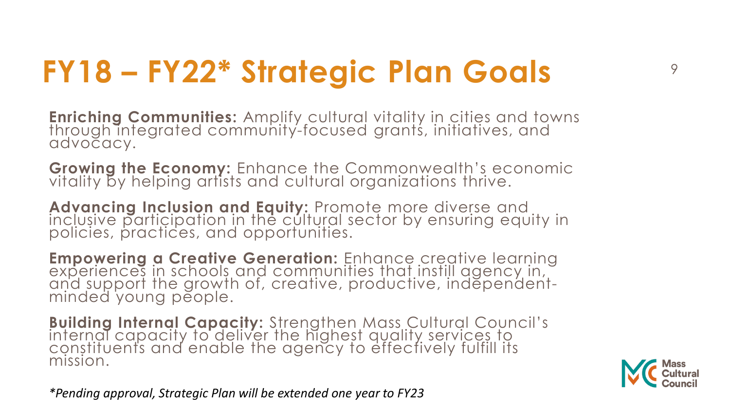# FY18 – FY22* Strategic Plan Goals

**Enriching Communities:** Amplify cultural vitality in cities and towns through integrated community-focused grants, initiatives, and advocacy.

**Growing the Economy:** Enhance the Commonwealth's economic vitality by helping artists and cultural organizations thrive.

**Advancing Inclusion and Equity:** Promote more diverse and inclusive participation in the cultural sector by ensuring equity in policies, practices, and opportunities.

**Empowering a Creative Generation:** Enhance creative learning experiences in schools and communities that instill agency in, and support the growth of, creative, productive, independent-minded young people.

**Building Internal Capacity:** Strengthen Mass Cultural Council's internal capacity to deliver the highest quality services to constituents and enable the agency to effectively fulfill its mission.

*\*Pending approval, Strategic Plan will be extended one year to FY23*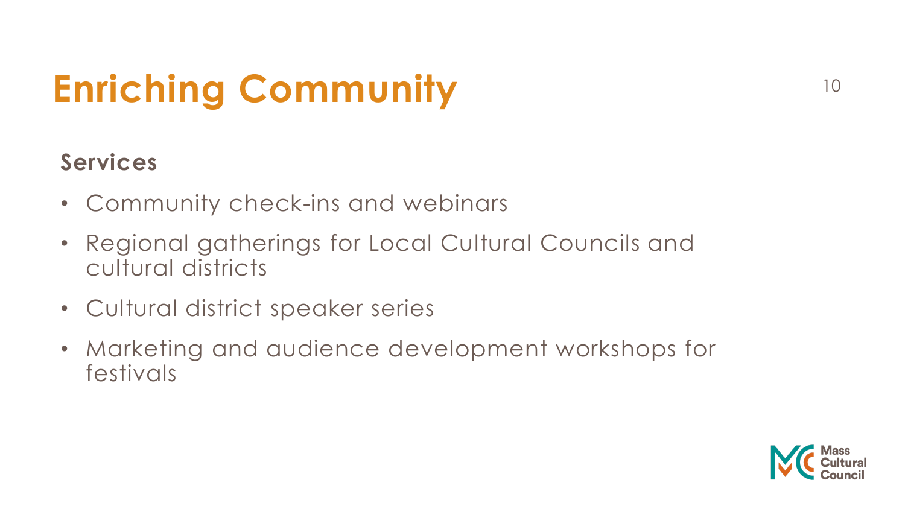# Enriching Community

### Services

- Community check-ins and webinars
- Regional gatherings for Local Cultural Councils and cultural districts
- Cultural district speaker series
- Marketing and audience development workshops for festivals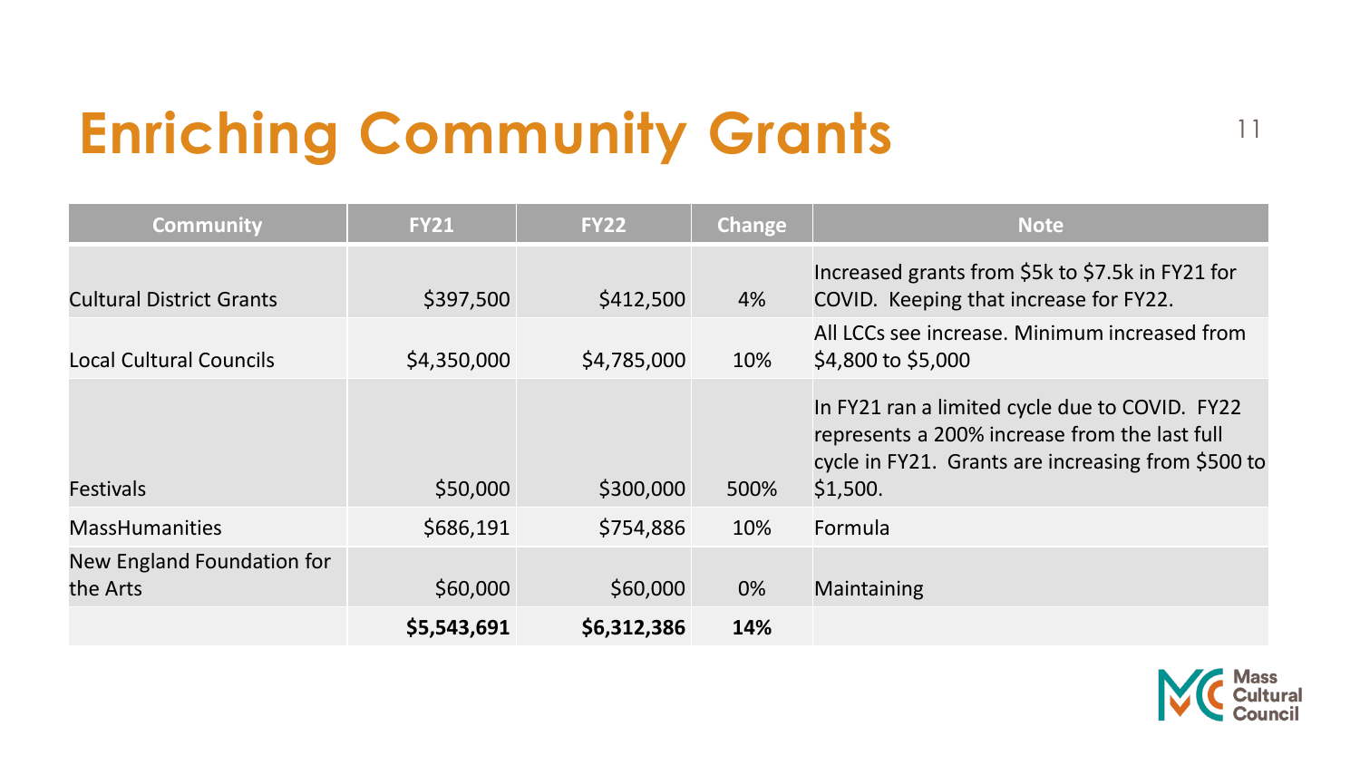# Enriching Community Grants

| Community | FY21 | FY22 | Change | Note |
|---|---|---|---|---|
| Cultural District Grants | $397,500 | $412,500 | 4% | Increased grants from $5k to $7.5k in FY21 for COVID. Keeping that increase for FY22. |
| Local Cultural Councils | $4,350,000 | $4,785,000 | 10% | All LCCs see increase. Minimum increased from $4,800 to $5,000 |
| Festivals | $50,000 | $300,000 | 500% | In FY21 ran a limited cycle due to COVID. FY22 represents a 200% increase from the last full cycle in FY21. Grants are increasing from $500 to $1,500. |
| MassHumanities | $686,191 | $754,886 | 10% | Formula |
| New England Foundation for the Arts | $60,000 | $60,000 | 0% | Maintaining |
| | **$5,543,691** | **$6,312,386** | **14%** | |

Mass Cultural Council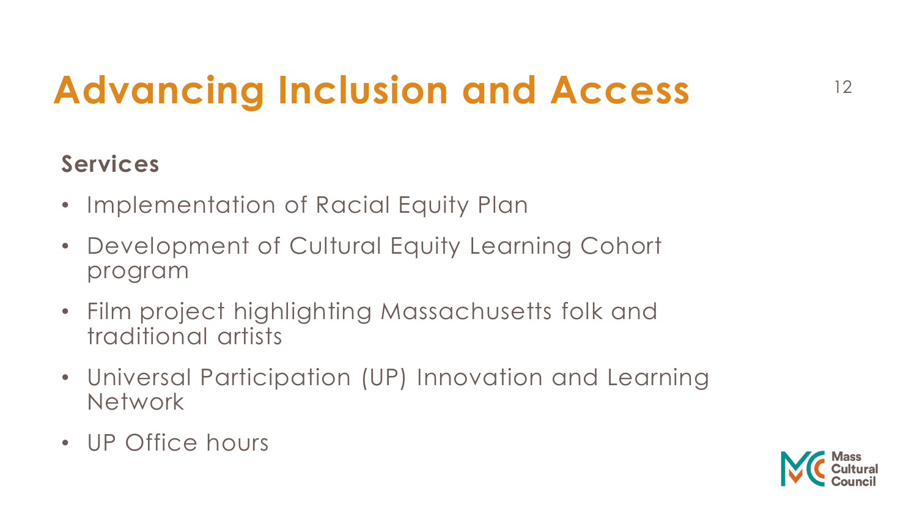# Advancing Inclusion and Access

## Services

- Implementation of Racial Equity Plan
- Development of Cultural Equity Learning Cohort program
- Film project highlighting Massachusetts folk and traditional artists
- Universal Participation (UP) Innovation and Learning Network
- UP Office hours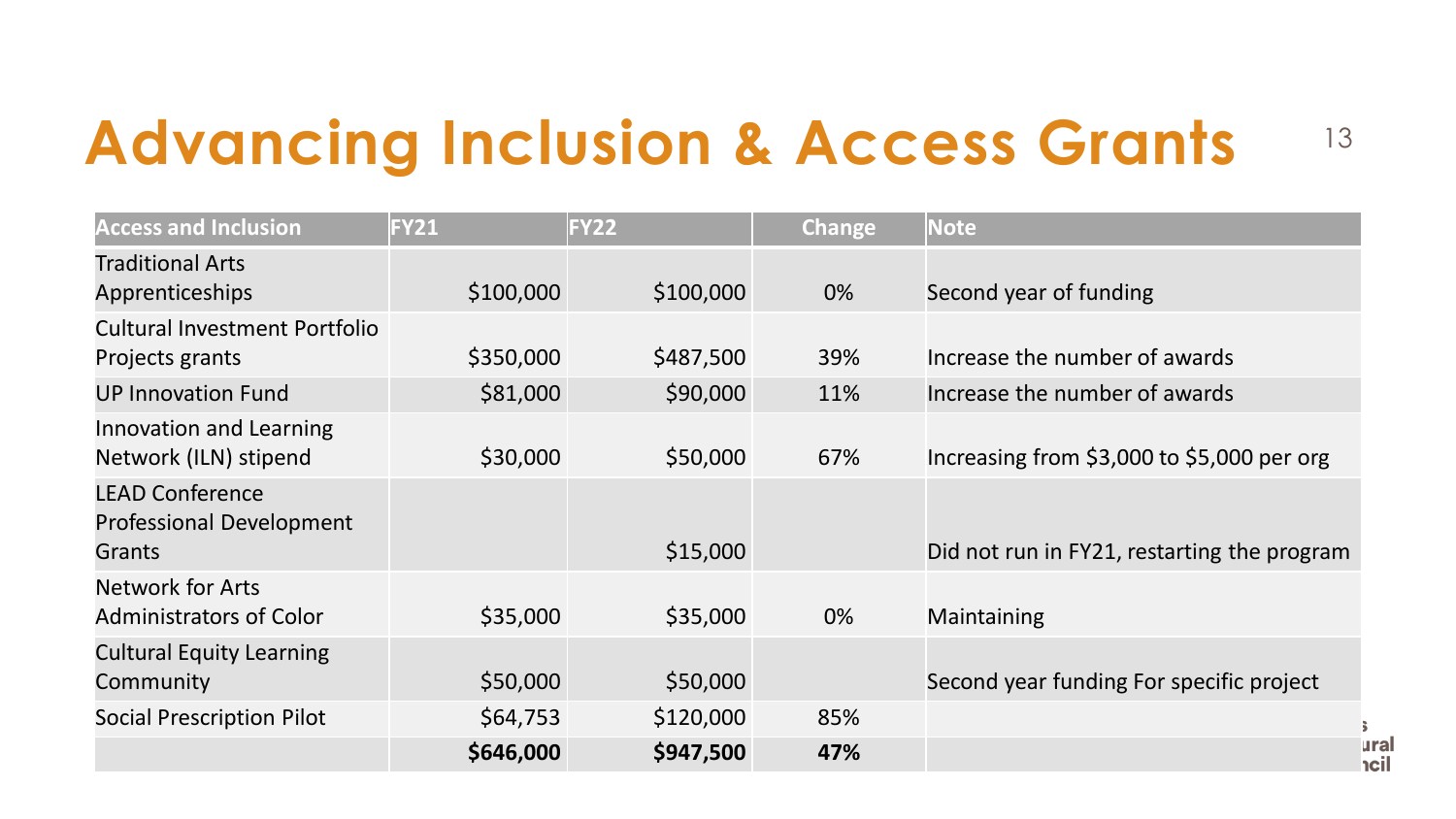# Advancing Inclusion & Access Grants

| Access and Inclusion | FY21 | FY22 | Change | Note |
| --- | --- | --- | --- | --- |
| Traditional Arts Apprenticeships | $100,000 | $100,000 | 0% | Second year of funding |
| Cultural Investment Portfolio Projects grants | $350,000 | $487,500 | 39% | Increase the number of awards |
| UP Innovation Fund | $81,000 | $90,000 | 11% | Increase the number of awards |
| Innovation and Learning Network (ILN) stipend | $30,000 | $50,000 | 67% | Increasing from $3,000 to $5,000 per org |
| LEAD Conference Professional Development Grants | | $15,000 | | Did not run in FY21, restarting the program |
| Network for Arts Administrators of Color | $35,000 | $35,000 | 0% | Maintaining |
| Cultural Equity Learning Community | $50,000 | $50,000 | | Second year funding For specific project |
| Social Prescription Pilot | $64,753 | $120,000 | 85% | |
| | **$646,000** | **$947,500** | **47%** | |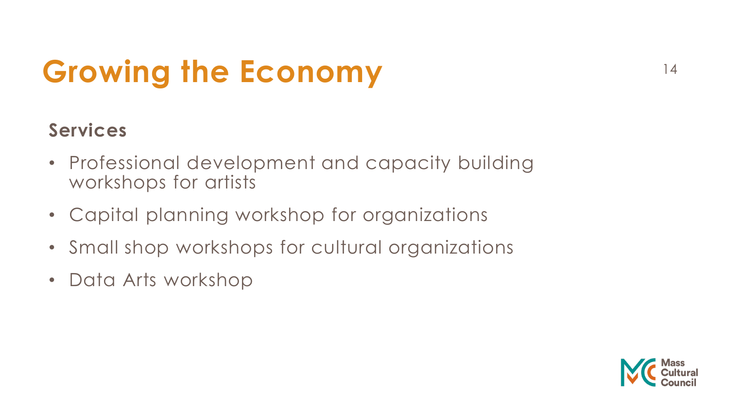# Growing the Economy

### Services

- Professional development and capacity building workshops for artists
- Capital planning workshop for organizations
- Small shop workshops for cultural organizations
- Data Arts workshop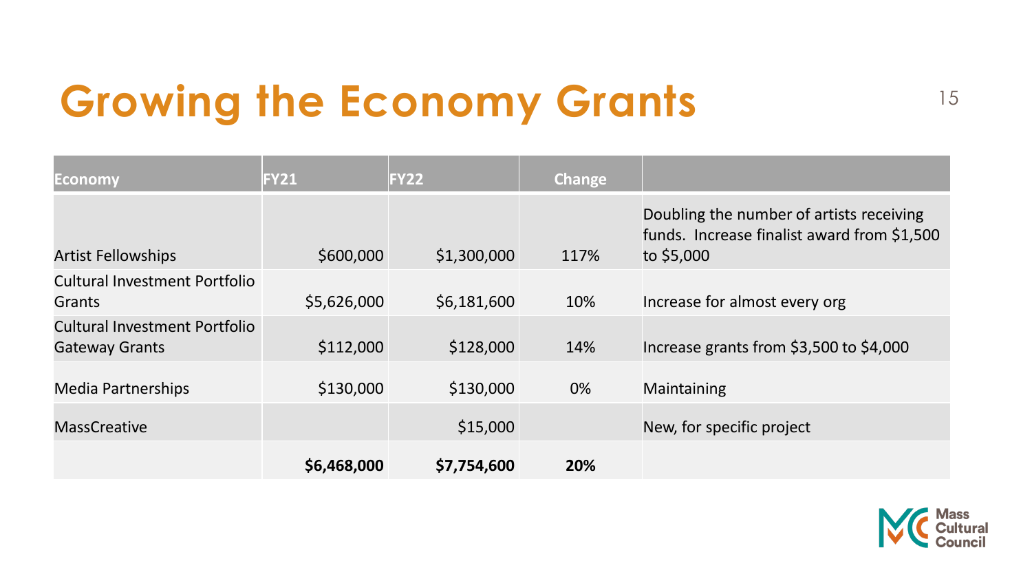# Growing the Economy Grants

| Economy | FY21 | FY22 | Change | |
|---|---|---|---|---|
| Artist Fellowships | $600,000 | $1,300,000 | 117% | Doubling the number of artists receiving funds. Increase finalist award from $1,500 to $5,000 |
| Cultural Investment Portfolio Grants | $5,626,000 | $6,181,600 | 10% | Increase for almost every org |
| Cultural Investment Portfolio Gateway Grants | $112,000 | $128,000 | 14% | Increase grants from $3,500 to $4,000 |
| Media Partnerships | $130,000 | $130,000 | 0% | Maintaining |
| MassCreative | | $15,000 | | New, for specific project |
| | **$6,468,000** | **$7,754,600** | **20%** | |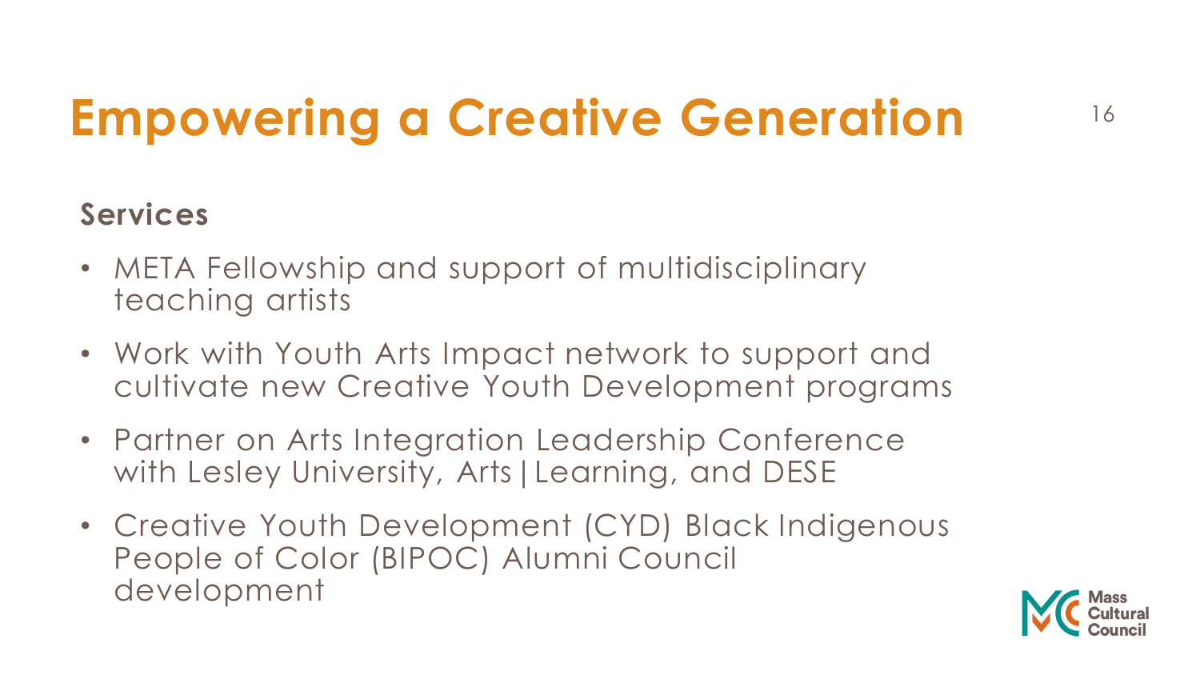# Empowering a Creative Generation

**Services**

- META Fellowship and support of multidisciplinary teaching artists
- Work with Youth Arts Impact network to support and cultivate new Creative Youth Development programs
- Partner on Arts Integration Leadership Conference with Lesley University, Arts | Learning, and DESE
- Creative Youth Development (CYD) Black Indigenous People of Color (BIPOC) Alumni Council development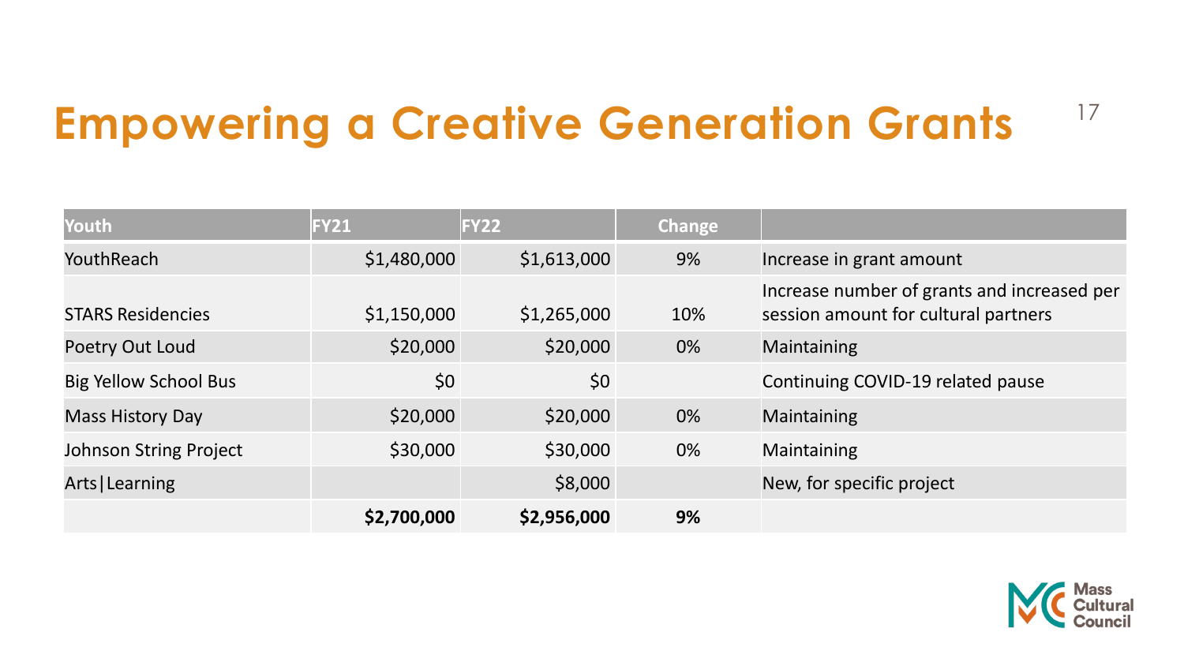# Empowering a Creative Generation Grants

| Youth | FY21 | FY22 | Change | |
|---|---|---|---|---|
| YouthReach | $1,480,000 | $1,613,000 | 9% | Increase in grant amount |
| STARS Residencies | $1,150,000 | $1,265,000 | 10% | Increase number of grants and increased per session amount for cultural partners |
| Poetry Out Loud | $20,000 | $20,000 | 0% | Maintaining |
| Big Yellow School Bus | $0 | $0 | | Continuing COVID-19 related pause |
| Mass History Day | $20,000 | $20,000 | 0% | Maintaining |
| Johnson String Project | $30,000 | $30,000 | 0% | Maintaining |
| Arts\|Learning | | $8,000 | | New, for specific project |
| | **$2,700,000** | **$2,956,000** | **9%** | |

Mass Cultural Council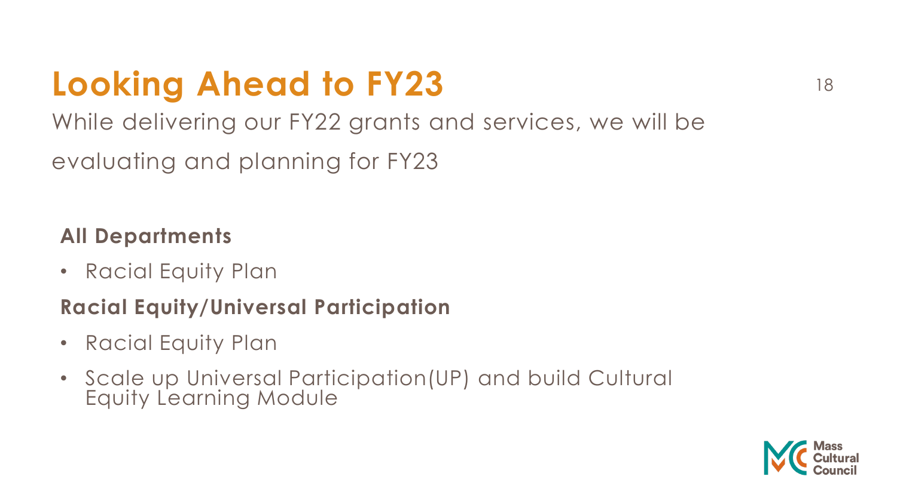# Looking Ahead to FY23

While delivering our FY22 grants and services, we will be evaluating and planning for FY23

**All Departments**

- Racial Equity Plan

**Racial Equity/Universal Participation**

- Racial Equity Plan
- Scale up Universal Participation(UP) and build Cultural Equity Learning Module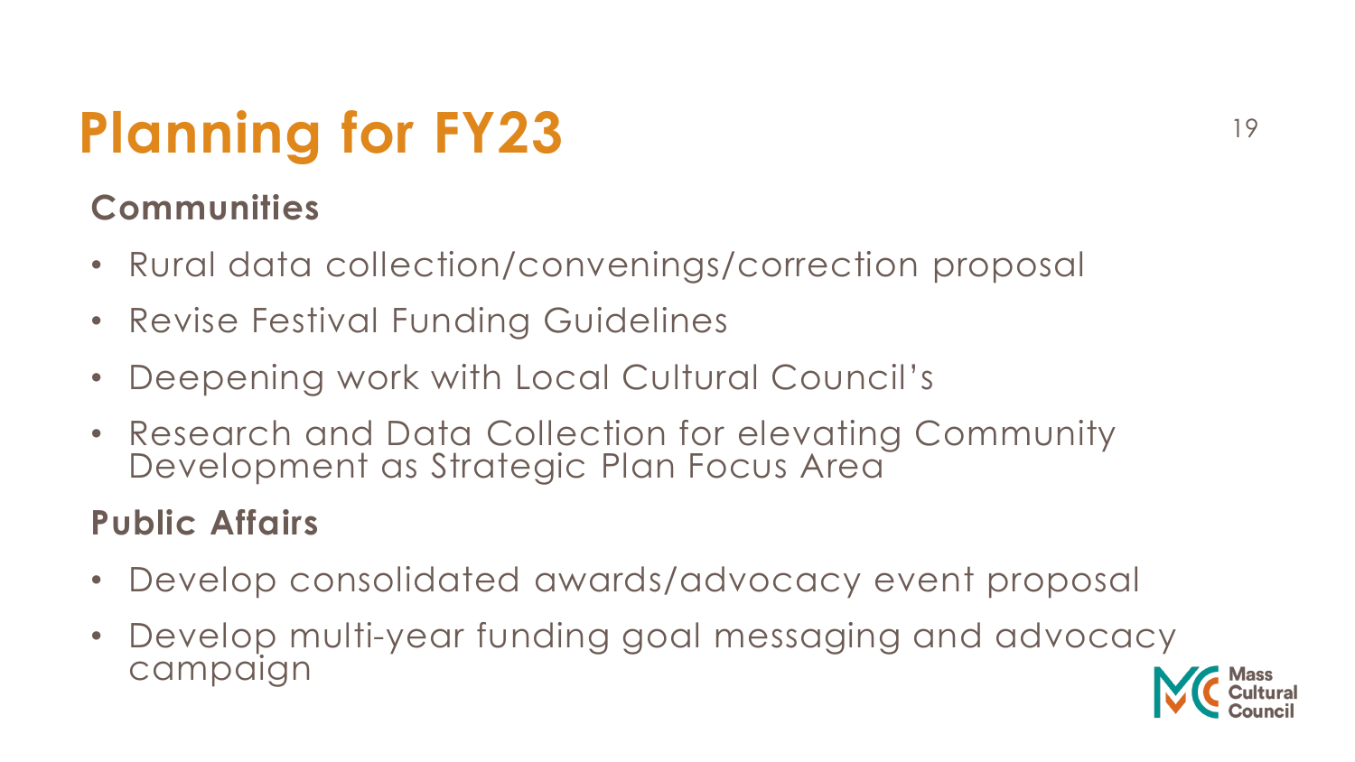# Planning for FY23

## Communities

- Rural data collection/convenings/correction proposal
- Revise Festival Funding Guidelines
- Deepening work with Local Cultural Council's
- Research and Data Collection for elevating Community Development as Strategic Plan Focus Area

## Public Affairs

- Develop consolidated awards/advocacy event proposal
- Develop multi-year funding goal messaging and advocacy campaign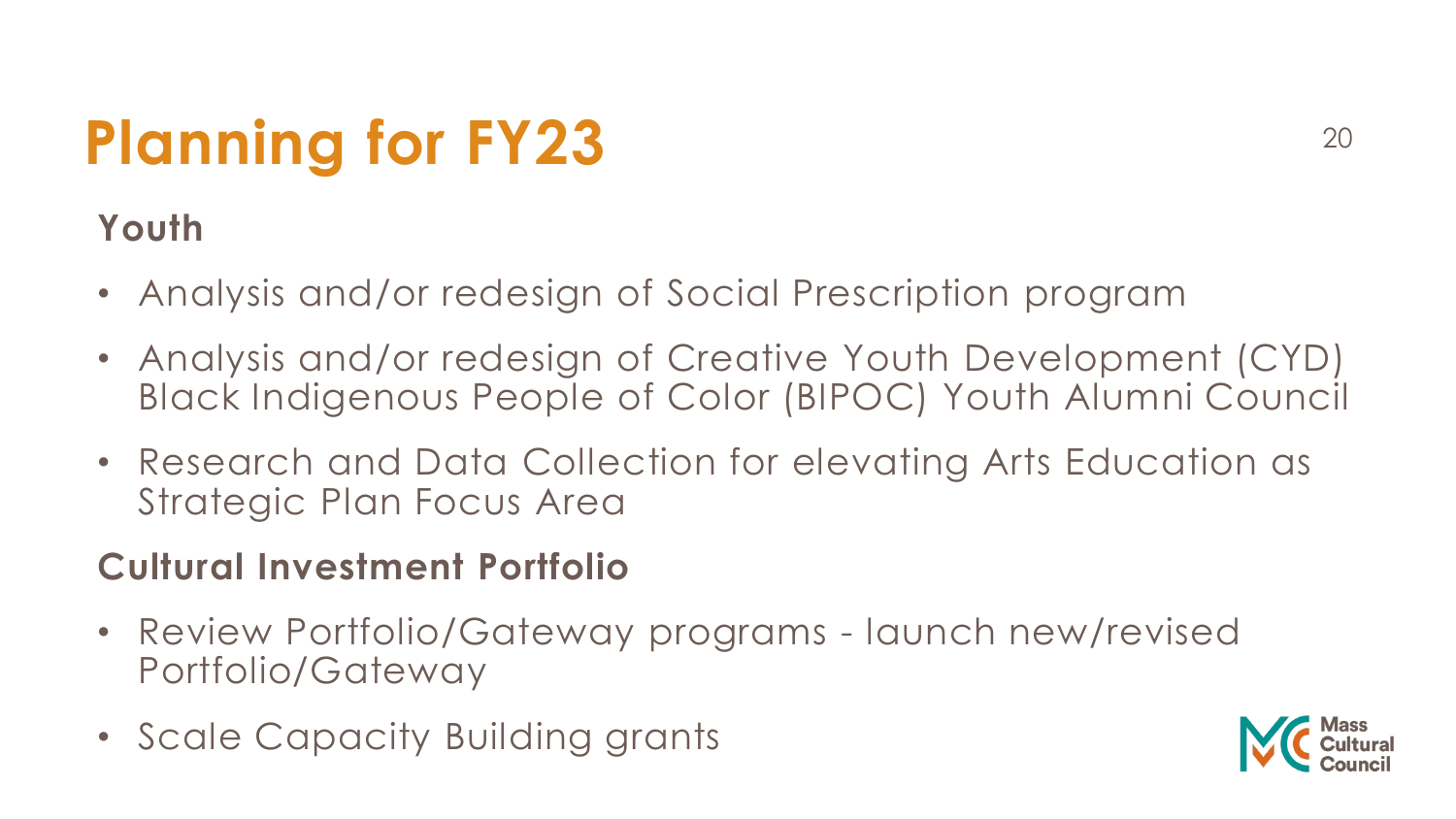# Planning for FY23

## Youth

- Analysis and/or redesign of Social Prescription program
- Analysis and/or redesign of Creative Youth Development (CYD) Black Indigenous People of Color (BIPOC) Youth Alumni Council
- Research and Data Collection for elevating Arts Education as Strategic Plan Focus Area

## Cultural Investment Portfolio

- Review Portfolio/Gateway programs - launch new/revised Portfolio/Gateway
- Scale Capacity Building grants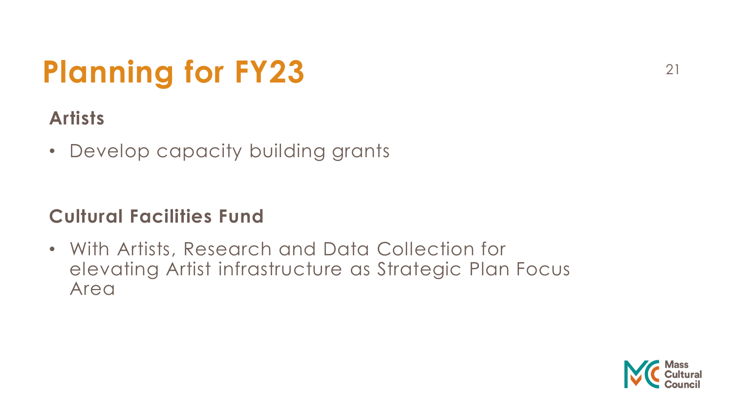# Planning for FY23

## Artists

- Develop capacity building grants

## Cultural Facilities Fund

- With Artists, Research and Data Collection for elevating Artist infrastructure as Strategic Plan Focus Area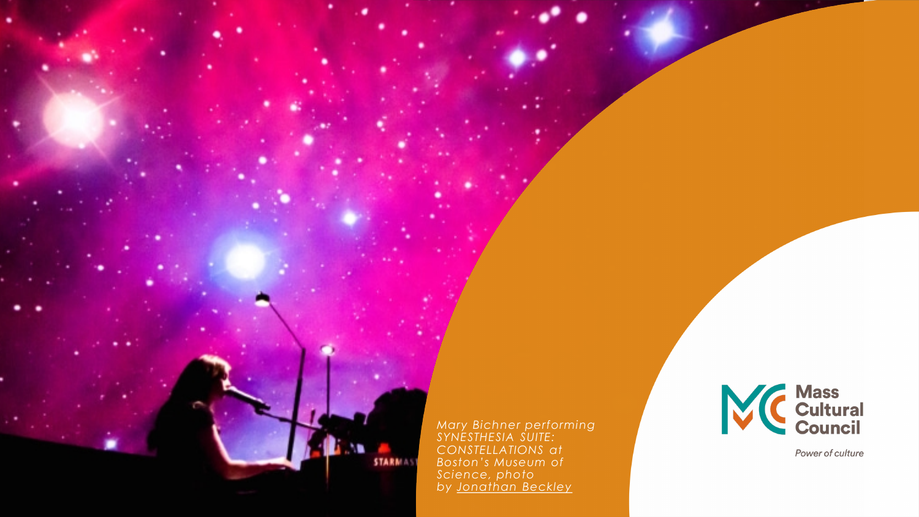*Mary Bichner performing SYNESTHESIA SUITE: CONSTELLATIONS at Boston's Museum of Science, photo by Jonathan Beckley*

Mass Cultural Council

*Power of culture*